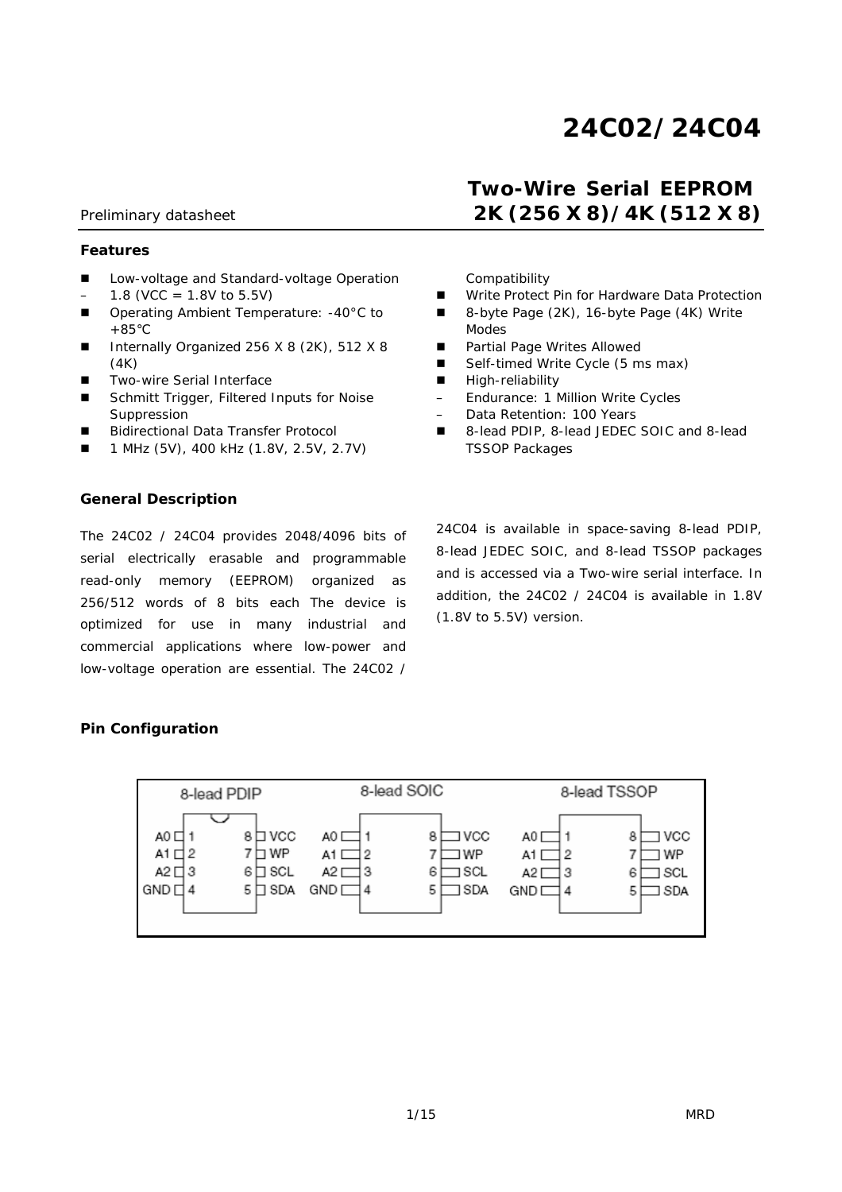# 24C02/24C04

## Two-Wire Serial EEPROM 2K (256 X 8)/4K (512 X 8)

Preliminary datasheet

### Features

- Low-voltage and Standard-voltage Operation
  - 1.8 (VCC = 1.8V to 5.5V)
- Operating Ambient Temperature: -40°C to +85°C
- Internally Organized 256 X 8 (2K), 512 X 8 (4K)
- Two-wire Serial Interface
- Schmitt Trigger, Filtered Inputs for Noise Suppression
- Bidirectional Data Transfer Protocol
- 1 MHz (5V), 400 kHz (1.8V, 2.5V, 2.7V) Compatibility
- Write Protect Pin for Hardware Data Protection
- 8-byte Page (2K), 16-byte Page (4K) Write Modes
- Partial Page Writes Allowed
- Self-timed Write Cycle (5 ms max)
- High-reliability
  - Endurance: 1 Million Write Cycles
  - Data Retention: 100 Years
- 8-lead PDIP, 8-lead JEDEC SOIC and 8-lead TSSOP Packages

### General Description

The 24C02 / 24C04 provides 2048/4096 bits of serial electrically erasable and programmable read-only memory (EEPROM) organized as 256/512 words of 8 bits each The device is optimized for use in many industrial and commercial applications where low-power and low-voltage operation are essential. The 24C02 / 24C04 is available in space-saving 8-lead PDIP, 8-lead JEDEC SOIC, and 8-lead TSSOP packages and is accessed via a Two-wire serial interface. In addition, the 24C02 / 24C04 is available in 1.8V (1.8V to 5.5V) version.

### Pin Configuration

8-lead PDIP / 8-lead SOIC / 8-lead TSSOP

| Pin | Name | Pin | Name |
|---|---|---|---|
| 1 | A0 | 8 | VCC |
| 2 | A1 | 7 | WP |
| 3 | A2 | 6 | SCL |
| 4 | GND | 5 | SDA |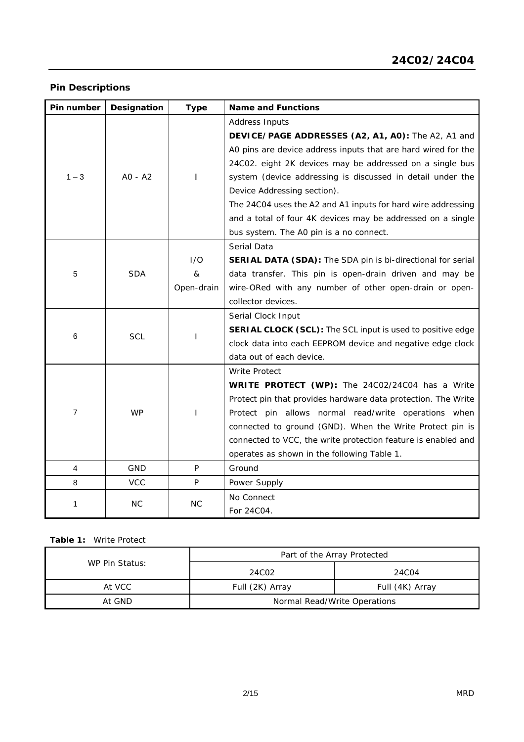## Pin Descriptions

| Pin number | Designation | Type | Name and Functions |
|---|---|---|---|
| 1 – 3 | A0 - A2 | I | Address Inputs<br>**DEVICE/PAGE ADDRESSES (A2, A1, A0):** The A2, A1 and A0 pins are device address inputs that are hard wired for the 24C02. eight 2K devices may be addressed on a single bus system (device addressing is discussed in detail under the Device Addressing section).<br>The 24C04 uses the A2 and A1 inputs for hard wire addressing and a total of four 4K devices may be addressed on a single bus system. The A0 pin is a no connect. |
| 5 | SDA | I/O & Open-drain | Serial Data<br>**SERIAL DATA (SDA):** The SDA pin is bi-directional for serial data transfer. This pin is open-drain driven and may be wire-ORed with any number of other open-drain or open-collector devices. |
| 6 | SCL | I | Serial Clock Input<br>**SERIAL CLOCK (SCL):** The SCL input is used to positive edge clock data into each EEPROM device and negative edge clock data out of each device. |
| 7 | WP | I | Write Protect<br>**WRITE PROTECT (WP):** The 24C02/24C04 has a Write Protect pin that provides hardware data protection. The Write Protect pin allows normal read/write operations when connected to ground (GND). When the Write Protect pin is connected to VCC, the write protection feature is enabled and operates as shown in the following Table 1. |
| 4 | GND | P | Ground |
| 8 | VCC | P | Power Supply |
| 1 | NC | NC | No Connect<br>For 24C04. |

**Table 1:** Write Protect

| WP Pin Status: | Part of the Array Protected | |
|---|---|---|
| | 24C02 | 24C04 |
| At VCC | Full (2K) Array | Full (4K) Array |
| At GND | Normal Read/Write Operations | |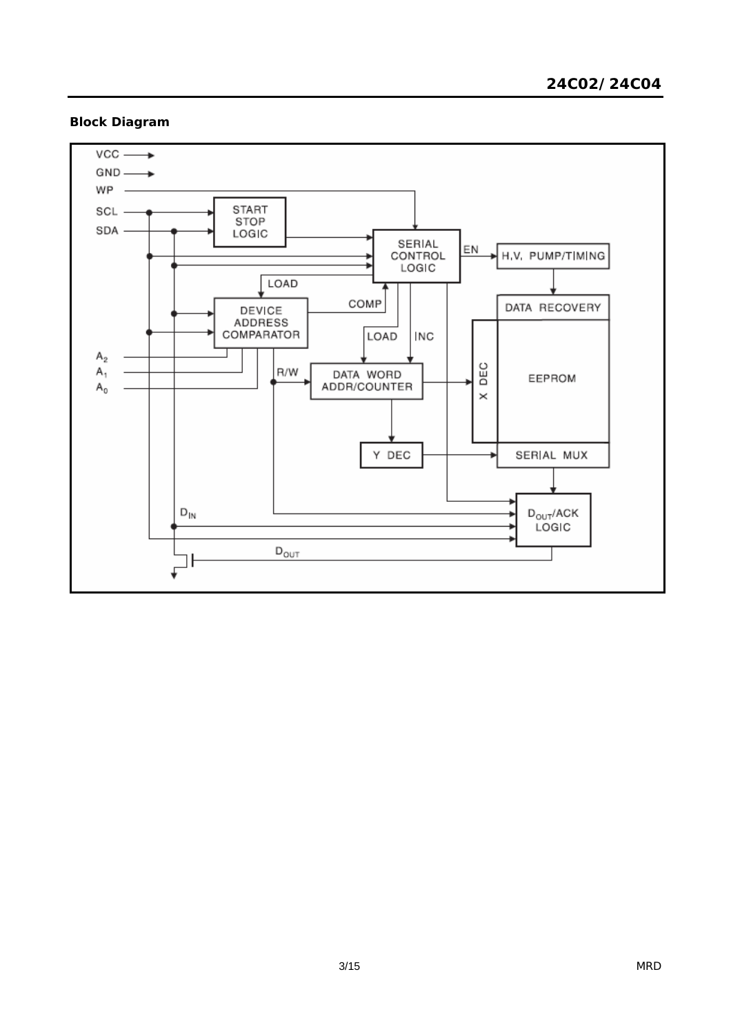### Block Diagram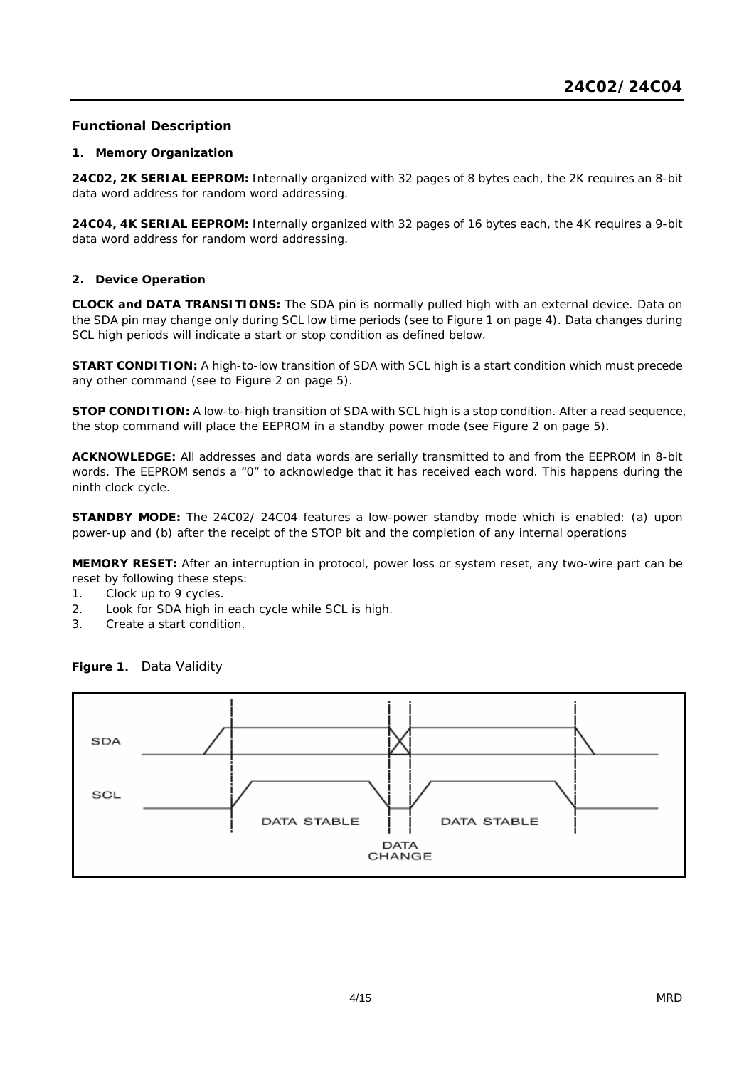## Functional Description

### 1. Memory Organization

**24C02, 2K SERIAL EEPROM:** Internally organized with 32 pages of 8 bytes each, the 2K requires an 8-bit data word address for random word addressing.

**24C04, 4K SERIAL EEPROM:** Internally organized with 32 pages of 16 bytes each, the 4K requires a 9-bit data word address for random word addressing.

### 2. Device Operation

**CLOCK and DATA TRANSITIONS:** The SDA pin is normally pulled high with an external device. Data on the SDA pin may change only during SCL low time periods (see to Figure 1 on page 4). Data changes during SCL high periods will indicate a start or stop condition as defined below.

**START CONDITION:** A high-to-low transition of SDA with SCL high is a start condition which must precede any other command (see to Figure 2 on page 5).

**STOP CONDITION:** A low-to-high transition of SDA with SCL high is a stop condition. After a read sequence, the stop command will place the EEPROM in a standby power mode (see Figure 2 on page 5).

**ACKNOWLEDGE:** All addresses and data words are serially transmitted to and from the EEPROM in 8-bit words. The EEPROM sends a "0" to acknowledge that it has received each word. This happens during the ninth clock cycle.

**STANDBY MODE:** The 24C02/ 24C04 features a low-power standby mode which is enabled: (a) upon power-up and (b) after the receipt of the STOP bit and the completion of any internal operations

**MEMORY RESET:** After an interruption in protocol, power loss or system reset, any two-wire part can be reset by following these steps:

1. Clock up to 9 cycles.
2. Look for SDA high in each cycle while SCL is high.
3. Create a start condition.

**Figure 1.** Data Validity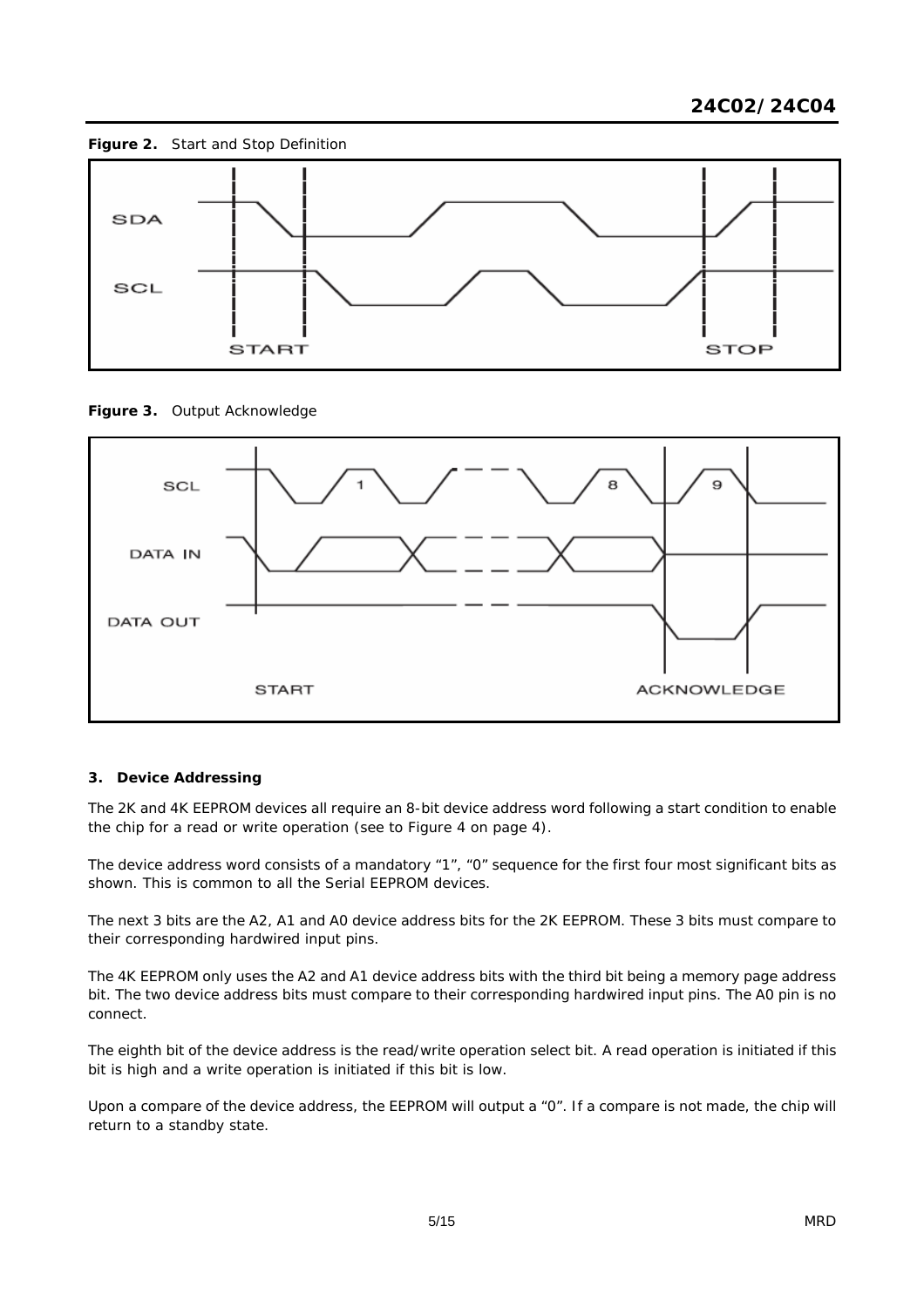**Figure 2.** Start and Stop Definition

**Figure 3.** Output Acknowledge

### 3. Device Addressing

The 2K and 4K EEPROM devices all require an 8-bit device address word following a start condition to enable the chip for a read or write operation (see to Figure 4 on page 4).

The device address word consists of a mandatory "1", "0" sequence for the first four most significant bits as shown. This is common to all the Serial EEPROM devices.

The next 3 bits are the A2, A1 and A0 device address bits for the 2K EEPROM. These 3 bits must compare to their corresponding hardwired input pins.

The 4K EEPROM only uses the A2 and A1 device address bits with the third bit being a memory page address bit. The two device address bits must compare to their corresponding hardwired input pins. The A0 pin is no connect.

The eighth bit of the device address is the read/write operation select bit. A read operation is initiated if this bit is high and a write operation is initiated if this bit is low.

Upon a compare of the device address, the EEPROM will output a "0". If a compare is not made, the chip will return to a standby state.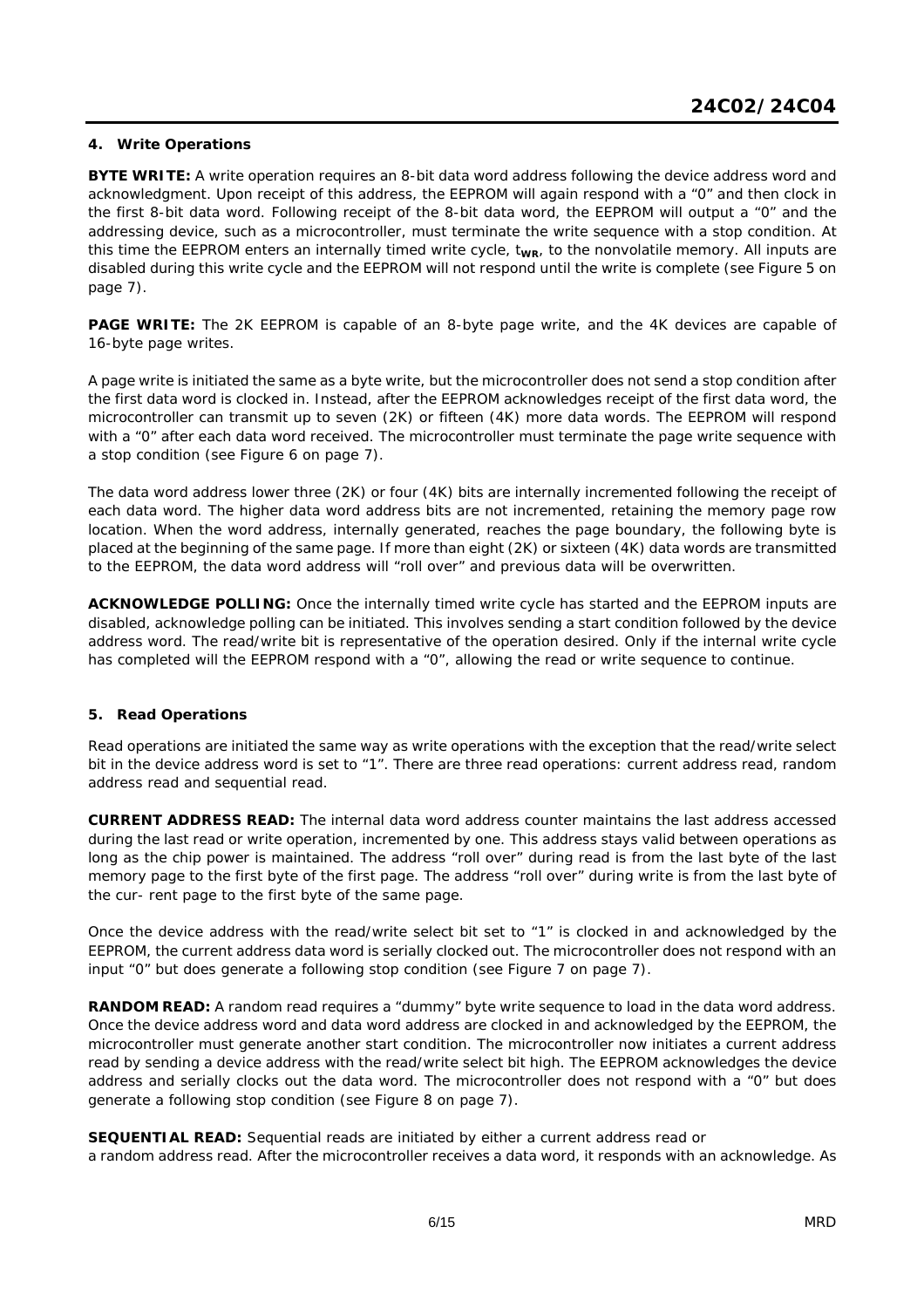## 4. Write Operations

**BYTE WRITE:** A write operation requires an 8-bit data word address following the device address word and acknowledgment. Upon receipt of this address, the EEPROM will again respond with a “0” and then clock in the first 8-bit data word. Following receipt of the 8-bit data word, the EEPROM will output a “0” and the addressing device, such as a microcontroller, must terminate the write sequence with a stop condition. At this time the EEPROM enters an internally timed write cycle, $t_{WR}$, to the nonvolatile memory. All inputs are disabled during this write cycle and the EEPROM will not respond until the write is complete (see Figure 5 on page 7).

**PAGE WRITE:** The 2K EEPROM is capable of an 8-byte page write, and the 4K devices are capable of 16-byte page writes.

A page write is initiated the same as a byte write, but the microcontroller does not send a stop condition after the first data word is clocked in. Instead, after the EEPROM acknowledges receipt of the first data word, the microcontroller can transmit up to seven (2K) or fifteen (4K) more data words. The EEPROM will respond with a “0” after each data word received. The microcontroller must terminate the page write sequence with a stop condition (see Figure 6 on page 7).

The data word address lower three (2K) or four (4K) bits are internally incremented following the receipt of each data word. The higher data word address bits are not incremented, retaining the memory page row location. When the word address, internally generated, reaches the page boundary, the following byte is placed at the beginning of the same page. If more than eight (2K) or sixteen (4K) data words are transmitted to the EEPROM, the data word address will “roll over” and previous data will be overwritten.

**ACKNOWLEDGE POLLING:** Once the internally timed write cycle has started and the EEPROM inputs are disabled, acknowledge polling can be initiated. This involves sending a start condition followed by the device address word. The read/write bit is representative of the operation desired. Only if the internal write cycle has completed will the EEPROM respond with a “0”, allowing the read or write sequence to continue.

## 5. Read Operations

Read operations are initiated the same way as write operations with the exception that the read/write select bit in the device address word is set to “1”. There are three read operations: current address read, random address read and sequential read.

**CURRENT ADDRESS READ:** The internal data word address counter maintains the last address accessed during the last read or write operation, incremented by one. This address stays valid between operations as long as the chip power is maintained. The address “roll over” during read is from the last byte of the last memory page to the first byte of the first page. The address “roll over” during write is from the last byte of the cur- rent page to the first byte of the same page.

Once the device address with the read/write select bit set to “1” is clocked in and acknowledged by the EEPROM, the current address data word is serially clocked out. The microcontroller does not respond with an input “0” but does generate a following stop condition (see Figure 7 on page 7).

**RANDOM READ:** A random read requires a “dummy” byte write sequence to load in the data word address. Once the device address word and data word address are clocked in and acknowledged by the EEPROM, the microcontroller must generate another start condition. The microcontroller now initiates a current address read by sending a device address with the read/write select bit high. The EEPROM acknowledges the device address and serially clocks out the data word. The microcontroller does not respond with a “0” but does generate a following stop condition (see Figure 8 on page 7).

**SEQUENTIAL READ:** Sequential reads are initiated by either a current address read or a random address read. After the microcontroller receives a data word, it responds with an acknowledge. As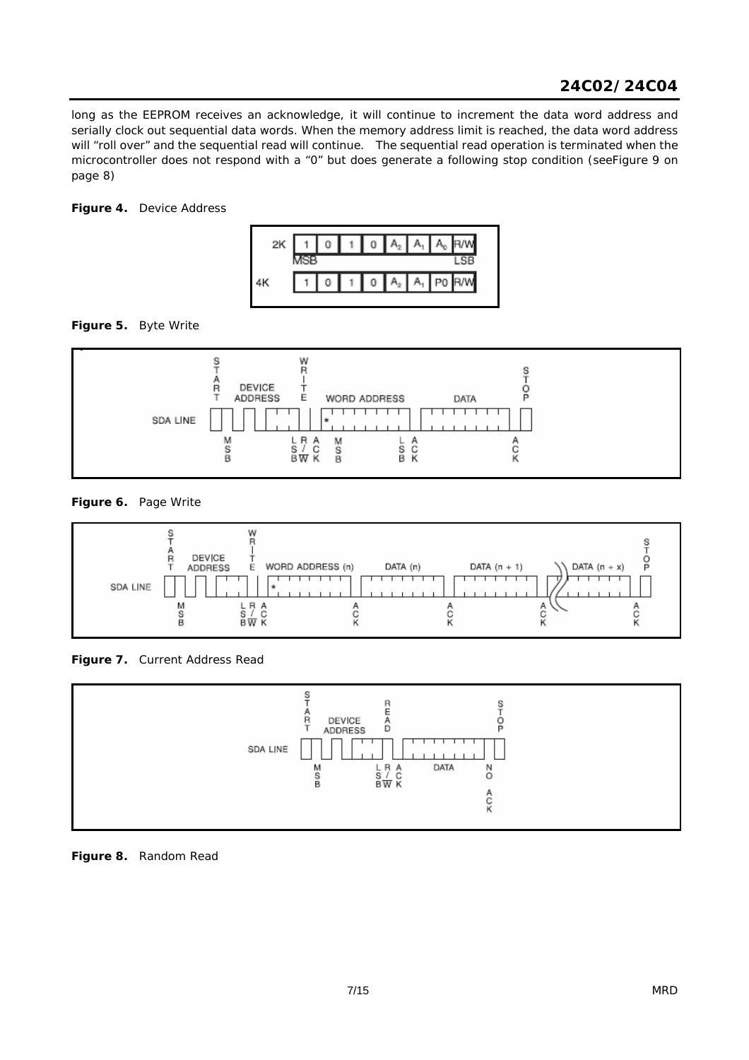long as the EEPROM receives an acknowledge, it will continue to increment the data word address and serially clock out sequential data words. When the memory address limit is reached, the data word address will "roll over" and the sequential read will continue. The sequential read operation is terminated when the microcontroller does not respond with a "0" but does generate a following stop condition (seeFigure 9 on page 8)

**Figure 4.** Device Address

| | | | | | | | | |
|---|---|---|---|---|---|---|---|---|
| 2K | 1 | 0 | 1 | 0 | $A_2$ | $A_1$ | $A_0$ | R/W |
| | MSB | | | | | | | LSB |
| 4K | 1 | 0 | 1 | 0 | $A_2$ | $A_1$ | P0 | R/W |

**Figure 5.** Byte Write

**Figure 6.** Page Write

**Figure 7.** Current Address Read

**Figure 8.** Random Read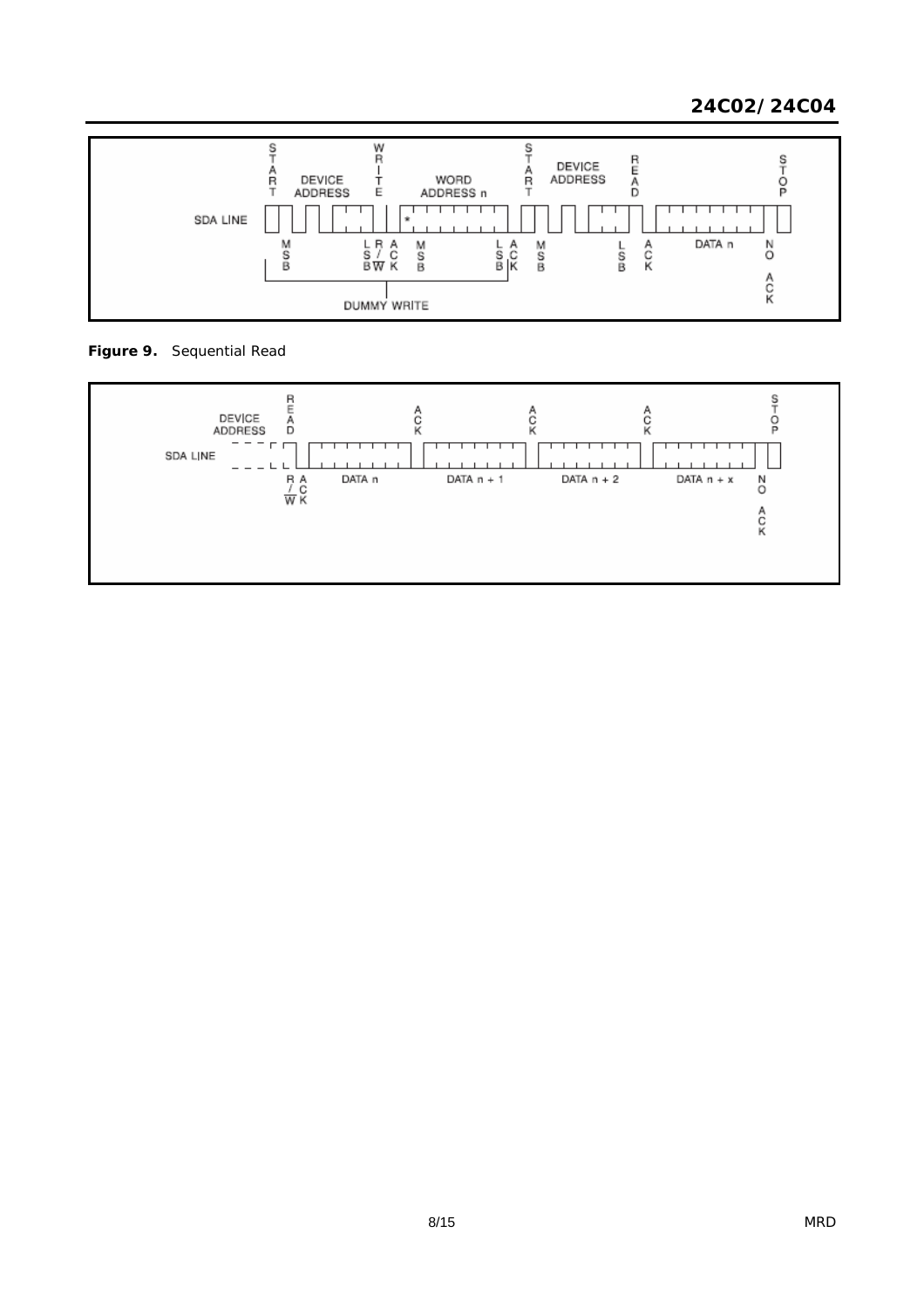**Figure 9.** Sequential Read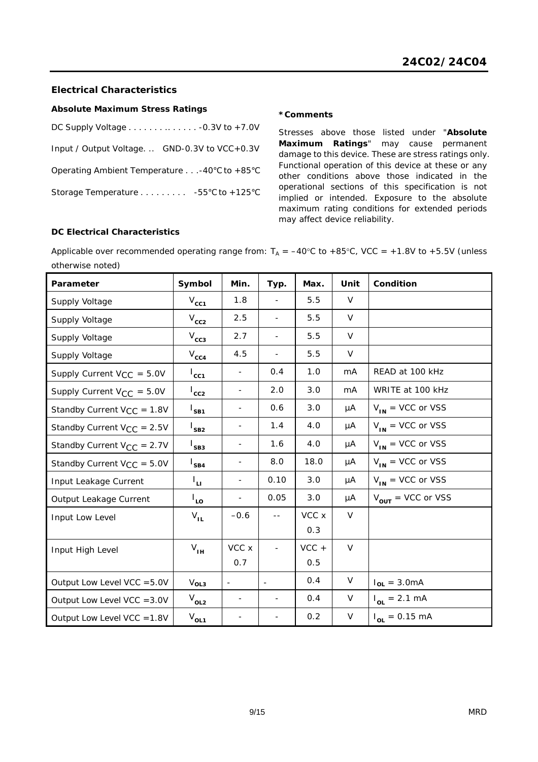## Electrical Characteristics

### Absolute Maximum Stress Ratings

DC Supply Voltage . . . . . . . .. . . . . . -0.3V to +7.0V

Input / Output Voltage. .. GND-0.3V to VCC+0.3V

Operating Ambient Temperature . . .-40°C to +85°C

Storage Temperature . . . . . . . . . -55°C to +125°C

### *Comments

Stresses above those listed under "**Absolute Maximum Ratings**" may cause permanent damage to this device. These are stress ratings only. Functional operation of this device at these or any other conditions above those indicated in the operational sections of this specification is not implied or intended. Exposure to the absolute maximum rating conditions for extended periods may affect device reliability.

### DC Electrical Characteristics

Applicable over recommended operating range from: $T_A$ = –40°C to +85°C, VCC = +1.8V to +5.5V (unless otherwise noted)

| Parameter | Symbol | Min. | Typ. | Max. | Unit | Condition |
|---|---|---|---|---|---|---|
| Supply Voltage | $V_{CC1}$ | 1.8 | - | 5.5 | V | |
| Supply Voltage | $V_{CC2}$ | 2.5 | - | 5.5 | V | |
| Supply Voltage | $V_{CC3}$ | 2.7 | - | 5.5 | V | |
| Supply Voltage | $V_{CC4}$ | 4.5 | - | 5.5 | V | |
| Supply Current $V_{CC}$ = 5.0V | $I_{CC1}$ | - | 0.4 | 1.0 | mA | READ at 100 kHz |
| Supply Current $V_{CC}$ = 5.0V | $I_{CC2}$ | - | 2.0 | 3.0 | mA | WRITE at 100 kHz |
| Standby Current $V_{CC}$ = 1.8V | $I_{SB1}$ | - | 0.6 | 3.0 | µA | $V_{IN}$ = VCC or VSS |
| Standby Current $V_{CC}$ = 2.5V | $I_{SB2}$ | - | 1.4 | 4.0 | µA | $V_{IN}$ = VCC or VSS |
| Standby Current $V_{CC}$ = 2.7V | $I_{SB3}$ | - | 1.6 | 4.0 | µA | $V_{IN}$ = VCC or VSS |
| Standby Current $V_{CC}$ = 5.0V | $I_{SB4}$ | - | 8.0 | 18.0 | µA | $V_{IN}$ = VCC or VSS |
| Input Leakage Current | $I_{LI}$ | - | 0.10 | 3.0 | µA | $V_{IN}$ = VCC or VSS |
| Output Leakage Current | $I_{LO}$ | - | 0.05 | 3.0 | µA | $V_{OUT}$ = VCC or VSS |
| Input Low Level | $V_{IL}$ | –0.6 | -- | VCC x 0.3 | V | |
| Input High Level | $V_{IH}$ | VCC x 0.7 | - | VCC + 0.5 | V | |
| Output Low Level VCC =5.0V | $V_{OL3}$ | - | - | 0.4 | V | $I_{OL}$ = 3.0mA |
| Output Low Level VCC =3.0V | $V_{OL2}$ | - | - | 0.4 | V | $I_{OL}$ = 2.1 mA |
| Output Low Level VCC =1.8V | $V_{OL1}$ | - | - | 0.2 | V | $I_{OL}$ = 0.15 mA |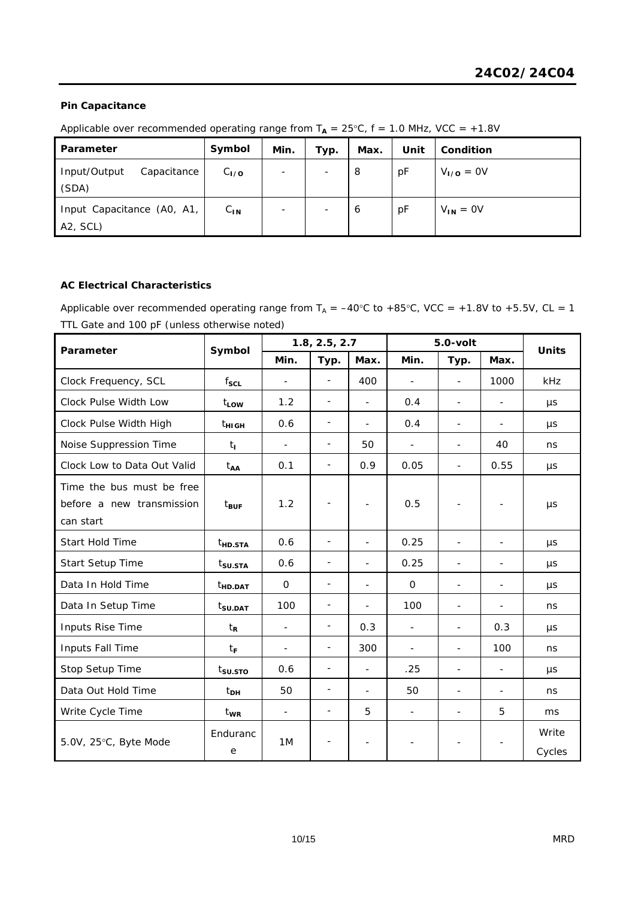**Pin Capacitance**

Applicable over recommended operating range from $T_A$ = 25°C, f = 1.0 MHz, VCC = +1.8V

| Parameter | Symbol | Min. | Typ. | Max. | Unit | Condition |
|---|---|---|---|---|---|---|
| Input/Output Capacitance (SDA) | $C_{I/O}$ | - | - | 8 | pF | $V_{I/O}$ = 0V |
| Input Capacitance (A0, A1, A2, SCL) | $C_{IN}$ | - | - | 6 | pF | $V_{IN}$ = 0V |

**AC Electrical Characteristics**

Applicable over recommended operating range from $T_A$ = –40°C to +85°C, VCC = +1.8V to +5.5V, CL = 1 TTL Gate and 100 pF (unless otherwise noted)

| Parameter | Symbol | 1.8, 2.5, 2.7 | | | 5.0-volt | | | Units |
|---|---|---|---|---|---|---|---|---|
| | | Min. | Typ. | Max. | Min. | Typ. | Max. | |
| Clock Frequency, SCL | $f_{SCL}$ | - | - | 400 | - | - | 1000 | kHz |
| Clock Pulse Width Low | $t_{LOW}$ | 1.2 | - | - | 0.4 | - | - | μs |
| Clock Pulse Width High | $t_{HIGH}$ | 0.6 | - | - | 0.4 | - | - | μs |
| Noise Suppression Time | $t_I$ | - | - | 50 | - | - | 40 | ns |
| Clock Low to Data Out Valid | $t_{AA}$ | 0.1 | - | 0.9 | 0.05 | - | 0.55 | μs |
| Time the bus must be free before a new transmission can start | $t_{BUF}$ | 1.2 | - | - | 0.5 | - | - | μs |
| Start Hold Time | $t_{HD.STA}$ | 0.6 | - | - | 0.25 | - | - | μs |
| Start Setup Time | $t_{SU.STA}$ | 0.6 | - | - | 0.25 | - | - | μs |
| Data In Hold Time | $t_{HD.DAT}$ | 0 | - | - | 0 | - | - | μs |
| Data In Setup Time | $t_{SU.DAT}$ | 100 | - | - | 100 | - | - | ns |
| Inputs Rise Time | $t_R$ | - | - | 0.3 | - | - | 0.3 | μs |
| Inputs Fall Time | $t_F$ | - | - | 300 | - | - | 100 | ns |
| Stop Setup Time | $t_{SU.STO}$ | 0.6 | - | - | .25 | - | - | μs |
| Data Out Hold Time | $t_{DH}$ | 50 | - | - | 50 | - | - | ns |
| Write Cycle Time | $t_{WR}$ | - | - | 5 | - | - | 5 | ms |
| 5.0V, 25°C, Byte Mode | Endurance | 1M | - | - | - | - | - | Write Cycles |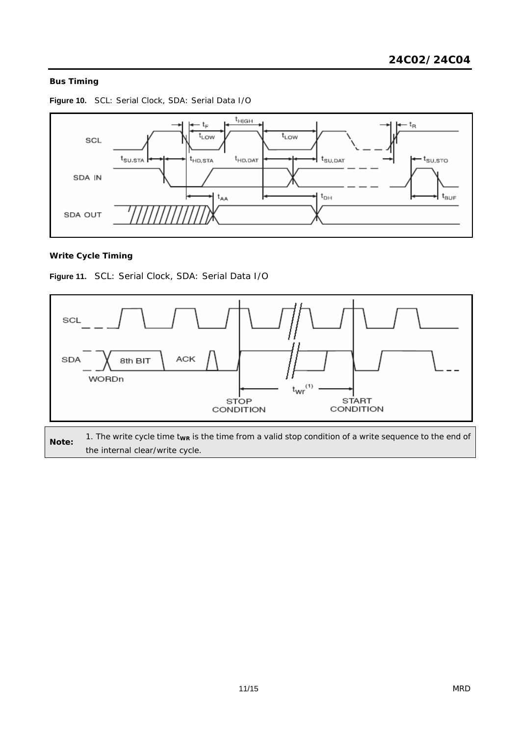### Bus Timing

**Figure 10.** SCL: Serial Clock, SDA: Serial Data I/O

### Write Cycle Timing

**Figure 11.** SCL: Serial Clock, SDA: Serial Data I/O

**Note:** 1. The write cycle time $t_{WR}$ is the time from a valid stop condition of a write sequence to the end of the internal clear/write cycle.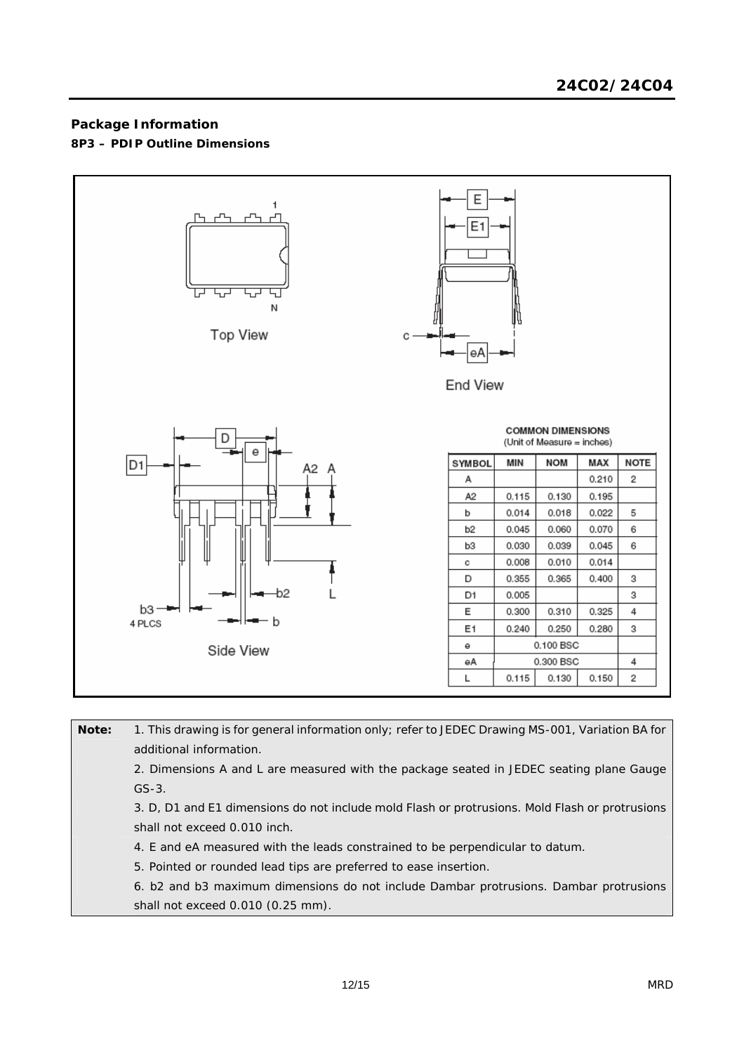## Package Information

### 8P3 – PDIP Outline Dimensions

Top View

End View

Side View

**COMMON DIMENSIONS**
(Unit of Measure = inches)

| SYMBOL | MIN | NOM | MAX | NOTE |
|---|---|---|---|---|
| A | | | 0.210 | 2 |
| A2 | 0.115 | 0.130 | 0.195 | |
| b | 0.014 | 0.018 | 0.022 | 5 |
| b2 | 0.045 | 0.060 | 0.070 | 6 |
| b3 | 0.030 | 0.039 | 0.045 | 6 |
| c | 0.008 | 0.010 | 0.014 | |
| D | 0.355 | 0.365 | 0.400 | 3 |
| D1 | 0.005 | | | 3 |
| E | 0.300 | 0.310 | 0.325 | 4 |
| E1 | 0.240 | 0.250 | 0.280 | 3 |
| e | | 0.100 BSC | | |
| eA | | 0.300 BSC | | 4 |
| L | 0.115 | 0.130 | 0.150 | 2 |

**Note:**

1. This drawing is for general information only; refer to JEDEC Drawing MS-001, Variation BA for additional information.
2. Dimensions A and L are measured with the package seated in JEDEC seating plane Gauge GS-3.
3. D, D1 and E1 dimensions do not include mold Flash or protrusions. Mold Flash or protrusions shall not exceed 0.010 inch.
4. E and eA measured with the leads constrained to be perpendicular to datum.
5. Pointed or rounded lead tips are preferred to ease insertion.
6. b2 and b3 maximum dimensions do not include Dambar protrusions. Dambar protrusions shall not exceed 0.010 (0.25 mm).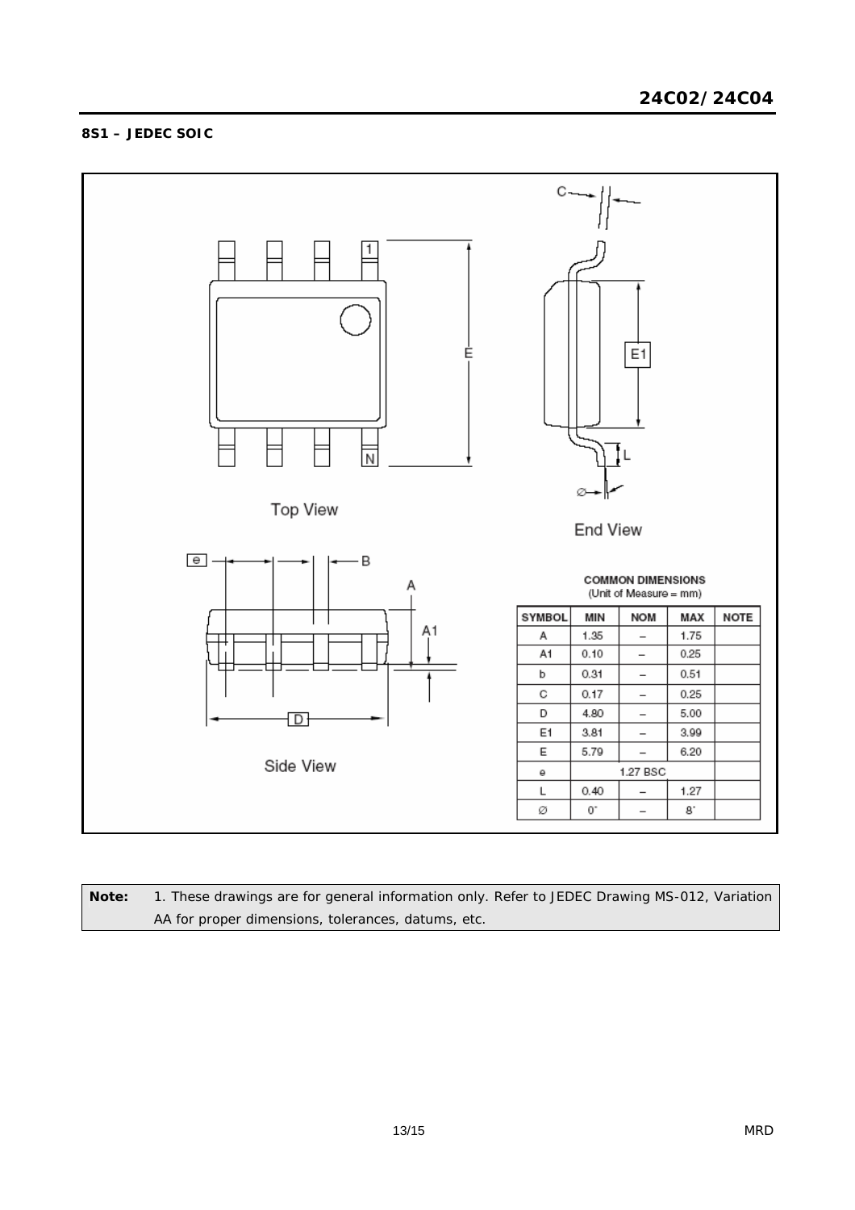## 8S1 – JEDEC SOIC

Top View

End View

Side View

**COMMON DIMENSIONS**
(Unit of Measure = mm)

| SYMBOL | MIN | NOM | MAX | NOTE |
|---|---|---|---|---|
| A | 1.35 | – | 1.75 | |
| A1 | 0.10 | – | 0.25 | |
| b | 0.31 | – | 0.51 | |
| C | 0.17 | – | 0.25 | |
| D | 4.80 | – | 5.00 | |
| E1 | 3.81 | – | 3.99 | |
| E | 5.79 | – | 6.20 | |
| e | 1.27 BSC | | | |
| L | 0.40 | – | 1.27 | |
| Ø | 0° | – | 8° | |

**Note:** 1. These drawings are for general information only. Refer to JEDEC Drawing MS-012, Variation AA for proper dimensions, tolerances, datums, etc.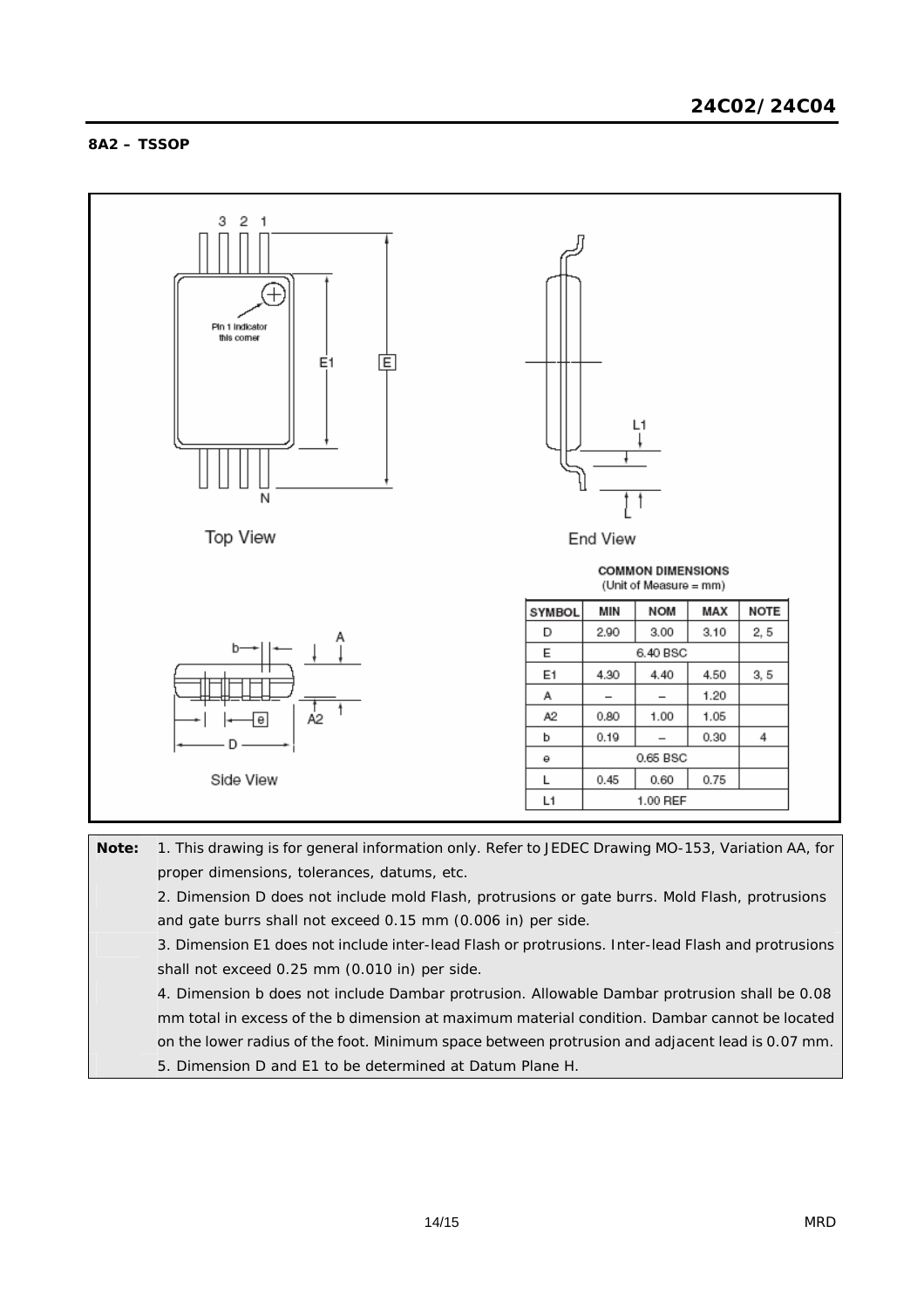**8A2 – TSSOP**

Top View

Pin 1 indicator this corner

End View

Side View

COMMON DIMENSIONS
(Unit of Measure = mm)

| SYMBOL | MIN | NOM | MAX | NOTE |
|---|---|---|---|---|
| D | 2.90 | 3.00 | 3.10 | 2, 5 |
| E | 6.40 BSC | | | |
| E1 | 4.30 | 4.40 | 4.50 | 3, 5 |
| A | – | – | 1.20 | |
| A2 | 0.80 | 1.00 | 1.05 | |
| b | 0.19 | – | 0.30 | 4 |
| e | 0.65 BSC | | | |
| L | 0.45 | 0.60 | 0.75 | |
| L1 | 1.00 REF | | | |

**Note:**

1. This drawing is for general information only. Refer to JEDEC Drawing MO-153, Variation AA, for proper dimensions, tolerances, datums, etc.
2. Dimension D does not include mold Flash, protrusions or gate burrs. Mold Flash, protrusions and gate burrs shall not exceed 0.15 mm (0.006 in) per side.
3. Dimension E1 does not include inter-lead Flash or protrusions. Inter-lead Flash and protrusions shall not exceed 0.25 mm (0.010 in) per side.
4. Dimension b does not include Dambar protrusion. Allowable Dambar protrusion shall be 0.08 mm total in excess of the b dimension at maximum material condition. Dambar cannot be located on the lower radius of the foot. Minimum space between protrusion and adjacent lead is 0.07 mm.
5. Dimension D and E1 to be determined at Datum Plane H.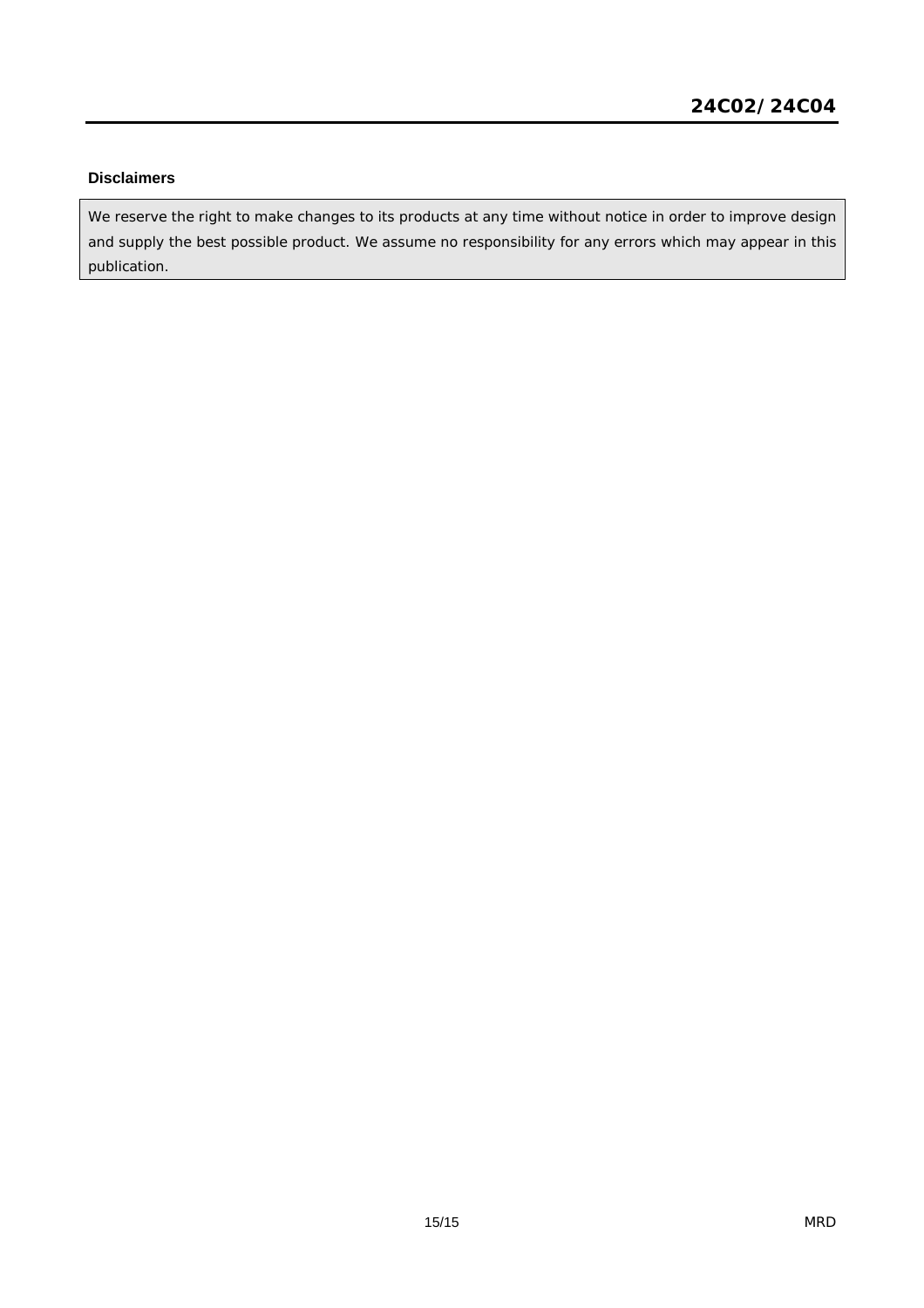### Disclaimers

We reserve the right to make changes to its products at any time without notice in order to improve design and supply the best possible product. We assume no responsibility for any errors which may appear in this publication.